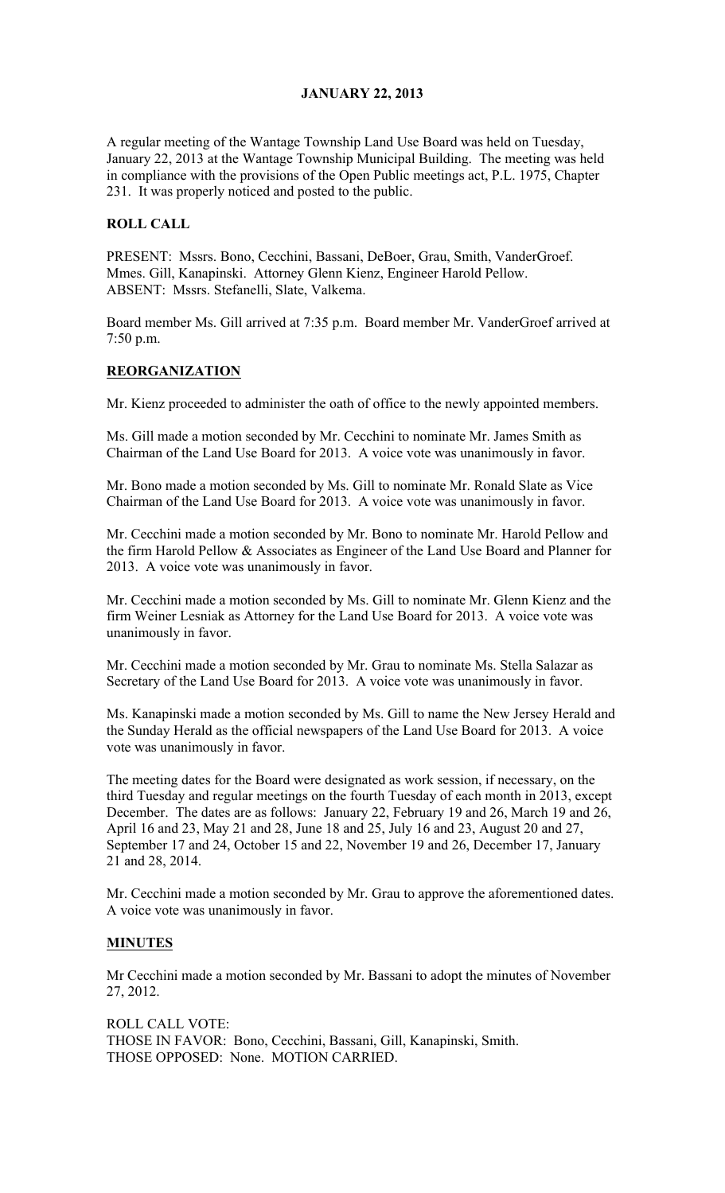**JANUARY 22, 2013**

A regular meeting of the Wantage Township Land Use Board was held on Tuesday, January 22, 2013 at the Wantage Township Municipal Building. The meeting was held in compliance with the provisions of the Open Public meetings act, P.L. 1975, Chapter 231. It was properly noticed and posted to the public.

**ROLL CALL**

PRESENT: Mssrs. Bono, Cecchini, Bassani, DeBoer, Grau, Smith, VanderGroef. Mmes. Gill, Kanapinski. Attorney Glenn Kienz, Engineer Harold Pellow.
ABSENT: Mssrs. Stefanelli, Slate, Valkema.

Board member Ms. Gill arrived at 7:35 p.m. Board member Mr. VanderGroef arrived at 7:50 p.m.

**REORGANIZATION**

Mr. Kienz proceeded to administer the oath of office to the newly appointed members.

Ms. Gill made a motion seconded by Mr. Cecchini to nominate Mr. James Smith as Chairman of the Land Use Board for 2013. A voice vote was unanimously in favor.

Mr. Bono made a motion seconded by Ms. Gill to nominate Mr. Ronald Slate as Vice Chairman of the Land Use Board for 2013. A voice vote was unanimously in favor.

Mr. Cecchini made a motion seconded by Mr. Bono to nominate Mr. Harold Pellow and the firm Harold Pellow & Associates as Engineer of the Land Use Board and Planner for 2013. A voice vote was unanimously in favor.

Mr. Cecchini made a motion seconded by Ms. Gill to nominate Mr. Glenn Kienz and the firm Weiner Lesniak as Attorney for the Land Use Board for 2013. A voice vote was unanimously in favor.

Mr. Cecchini made a motion seconded by Mr. Grau to nominate Ms. Stella Salazar as Secretary of the Land Use Board for 2013. A voice vote was unanimously in favor.

Ms. Kanapinski made a motion seconded by Ms. Gill to name the New Jersey Herald and the Sunday Herald as the official newspapers of the Land Use Board for 2013. A voice vote was unanimously in favor.

The meeting dates for the Board were designated as work session, if necessary, on the third Tuesday and regular meetings on the fourth Tuesday of each month in 2013, except December. The dates are as follows: January 22, February 19 and 26, March 19 and 26, April 16 and 23, May 21 and 28, June 18 and 25, July 16 and 23, August 20 and 27, September 17 and 24, October 15 and 22, November 19 and 26, December 17, January 21 and 28, 2014.

Mr. Cecchini made a motion seconded by Mr. Grau to approve the aforementioned dates. A voice vote was unanimously in favor.

**MINUTES**

Mr Cecchini made a motion seconded by Mr. Bassani to adopt the minutes of November 27, 2012.

ROLL CALL VOTE:
THOSE IN FAVOR: Bono, Cecchini, Bassani, Gill, Kanapinski, Smith.
THOSE OPPOSED: None. MOTION CARRIED.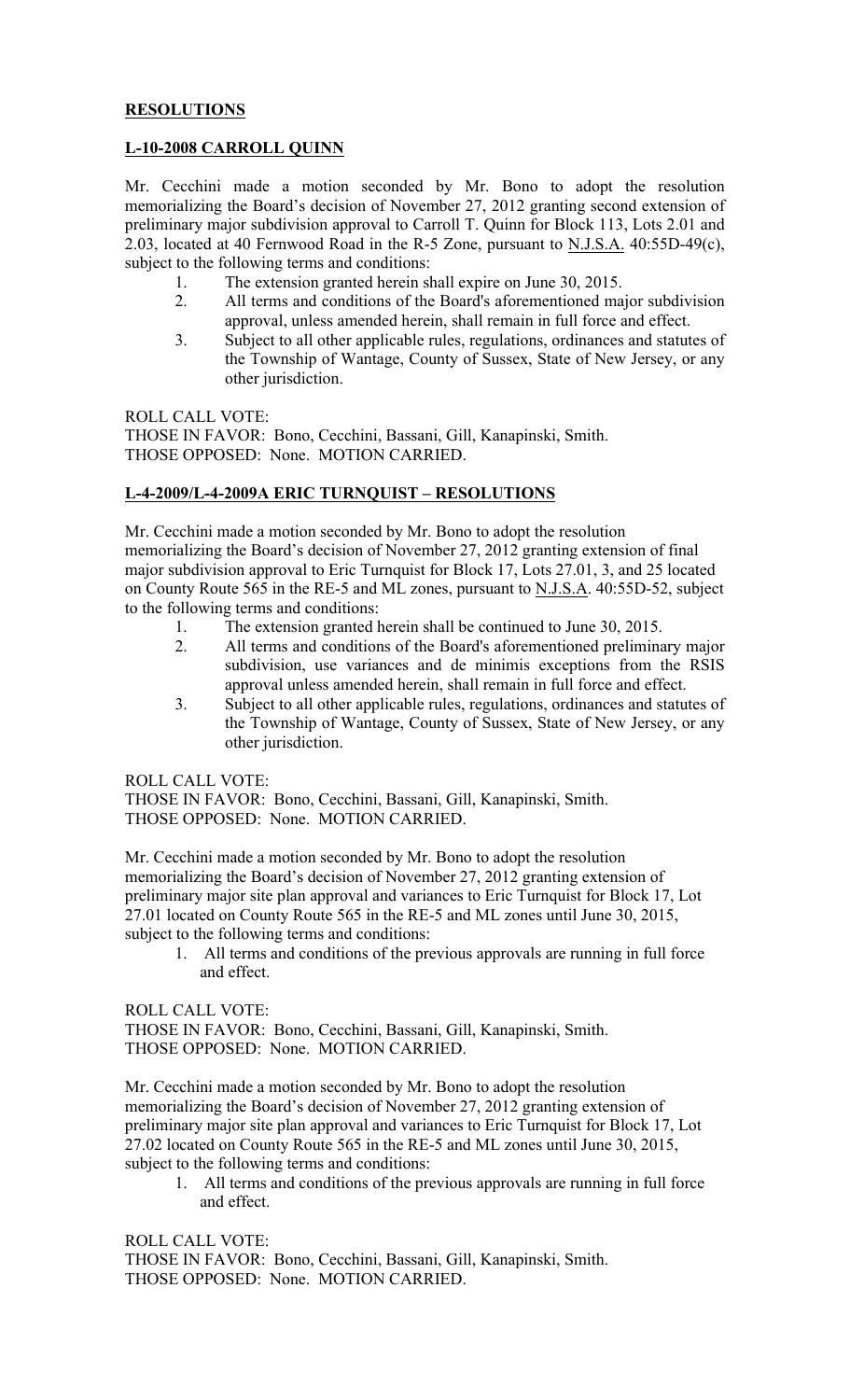## RESOLUTIONS

### L-10-2008 CARROLL QUINN

Mr. Cecchini made a motion seconded by Mr. Bono to adopt the resolution memorializing the Board's decision of November 27, 2012 granting second extension of preliminary major subdivision approval to Carroll T. Quinn for Block 113, Lots 2.01 and 2.03, located at 40 Fernwood Road in the R-5 Zone, pursuant to N.J.S.A. 40:55D-49(c), subject to the following terms and conditions:

1. The extension granted herein shall expire on June 30, 2015.
2. All terms and conditions of the Board's aforementioned major subdivision approval, unless amended herein, shall remain in full force and effect.
3. Subject to all other applicable rules, regulations, ordinances and statutes of the Township of Wantage, County of Sussex, State of New Jersey, or any other jurisdiction.

ROLL CALL VOTE:
THOSE IN FAVOR: Bono, Cecchini, Bassani, Gill, Kanapinski, Smith.
THOSE OPPOSED: None. MOTION CARRIED.

### L-4-2009/L-4-2009A ERIC TURNQUIST – RESOLUTIONS

Mr. Cecchini made a motion seconded by Mr. Bono to adopt the resolution memorializing the Board's decision of November 27, 2012 granting extension of final major subdivision approval to Eric Turnquist for Block 17, Lots 27.01, 3, and 25 located on County Route 565 in the RE-5 and ML zones, pursuant to N.J.S.A. 40:55D-52, subject to the following terms and conditions:

1. The extension granted herein shall be continued to June 30, 2015.
2. All terms and conditions of the Board's aforementioned preliminary major subdivision, use variances and de minimis exceptions from the RSIS approval unless amended herein, shall remain in full force and effect.
3. Subject to all other applicable rules, regulations, ordinances and statutes of the Township of Wantage, County of Sussex, State of New Jersey, or any other jurisdiction.

ROLL CALL VOTE:
THOSE IN FAVOR: Bono, Cecchini, Bassani, Gill, Kanapinski, Smith.
THOSE OPPOSED: None. MOTION CARRIED.

Mr. Cecchini made a motion seconded by Mr. Bono to adopt the resolution memorializing the Board's decision of November 27, 2012 granting extension of preliminary major site plan approval and variances to Eric Turnquist for Block 17, Lot 27.01 located on County Route 565 in the RE-5 and ML zones until June 30, 2015, subject to the following terms and conditions:

1. All terms and conditions of the previous approvals are running in full force and effect.

ROLL CALL VOTE:
THOSE IN FAVOR: Bono, Cecchini, Bassani, Gill, Kanapinski, Smith.
THOSE OPPOSED: None. MOTION CARRIED.

Mr. Cecchini made a motion seconded by Mr. Bono to adopt the resolution memorializing the Board's decision of November 27, 2012 granting extension of preliminary major site plan approval and variances to Eric Turnquist for Block 17, Lot 27.02 located on County Route 565 in the RE-5 and ML zones until June 30, 2015, subject to the following terms and conditions:

1. All terms and conditions of the previous approvals are running in full force and effect.

ROLL CALL VOTE:
THOSE IN FAVOR: Bono, Cecchini, Bassani, Gill, Kanapinski, Smith.
THOSE OPPOSED: None. MOTION CARRIED.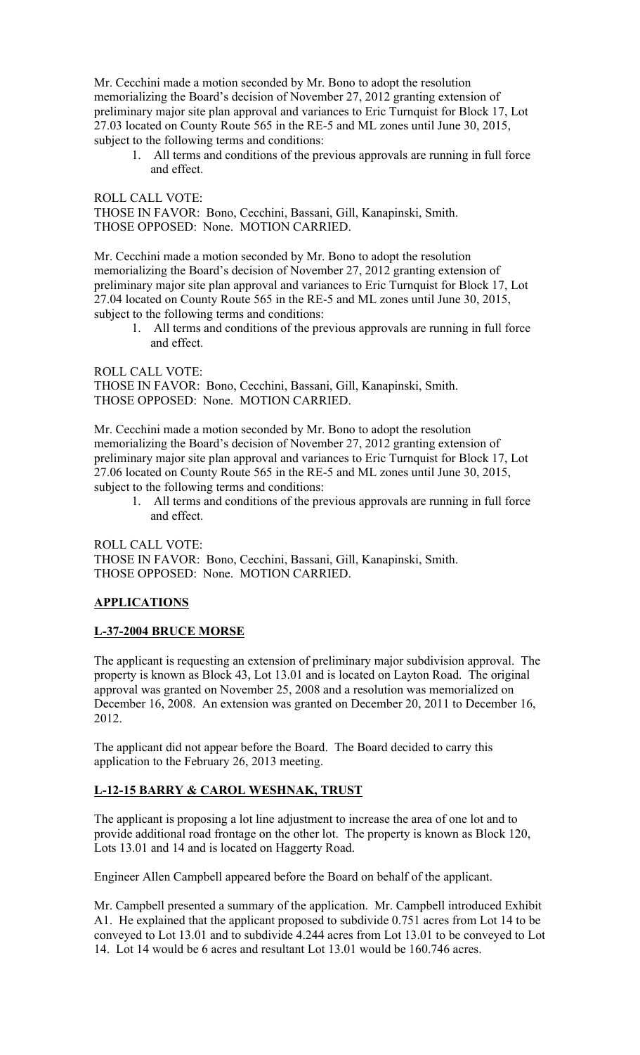Mr. Cecchini made a motion seconded by Mr. Bono to adopt the resolution memorializing the Board's decision of November 27, 2012 granting extension of preliminary major site plan approval and variances to Eric Turnquist for Block 17, Lot 27.03 located on County Route 565 in the RE-5 and ML zones until June 30, 2015, subject to the following terms and conditions:

1. All terms and conditions of the previous approvals are running in full force and effect.

ROLL CALL VOTE:
THOSE IN FAVOR: Bono, Cecchini, Bassani, Gill, Kanapinski, Smith.
THOSE OPPOSED: None. MOTION CARRIED.

Mr. Cecchini made a motion seconded by Mr. Bono to adopt the resolution memorializing the Board's decision of November 27, 2012 granting extension of preliminary major site plan approval and variances to Eric Turnquist for Block 17, Lot 27.04 located on County Route 565 in the RE-5 and ML zones until June 30, 2015, subject to the following terms and conditions:

1. All terms and conditions of the previous approvals are running in full force and effect.

ROLL CALL VOTE:
THOSE IN FAVOR: Bono, Cecchini, Bassani, Gill, Kanapinski, Smith.
THOSE OPPOSED: None. MOTION CARRIED.

Mr. Cecchini made a motion seconded by Mr. Bono to adopt the resolution memorializing the Board's decision of November 27, 2012 granting extension of preliminary major site plan approval and variances to Eric Turnquist for Block 17, Lot 27.06 located on County Route 565 in the RE-5 and ML zones until June 30, 2015, subject to the following terms and conditions:

1. All terms and conditions of the previous approvals are running in full force and effect.

ROLL CALL VOTE:
THOSE IN FAVOR: Bono, Cecchini, Bassani, Gill, Kanapinski, Smith.
THOSE OPPOSED: None. MOTION CARRIED.

## APPLICATIONS

### L-37-2004 BRUCE MORSE

The applicant is requesting an extension of preliminary major subdivision approval. The property is known as Block 43, Lot 13.01 and is located on Layton Road. The original approval was granted on November 25, 2008 and a resolution was memorialized on December 16, 2008. An extension was granted on December 20, 2011 to December 16, 2012.

The applicant did not appear before the Board. The Board decided to carry this application to the February 26, 2013 meeting.

### L-12-15 BARRY & CAROL WESHNAK, TRUST

The applicant is proposing a lot line adjustment to increase the area of one lot and to provide additional road frontage on the other lot. The property is known as Block 120, Lots 13.01 and 14 and is located on Haggerty Road.

Engineer Allen Campbell appeared before the Board on behalf of the applicant.

Mr. Campbell presented a summary of the application. Mr. Campbell introduced Exhibit A1. He explained that the applicant proposed to subdivide 0.751 acres from Lot 14 to be conveyed to Lot 13.01 and to subdivide 4.244 acres from Lot 13.01 to be conveyed to Lot 14. Lot 14 would be 6 acres and resultant Lot 13.01 would be 160.746 acres.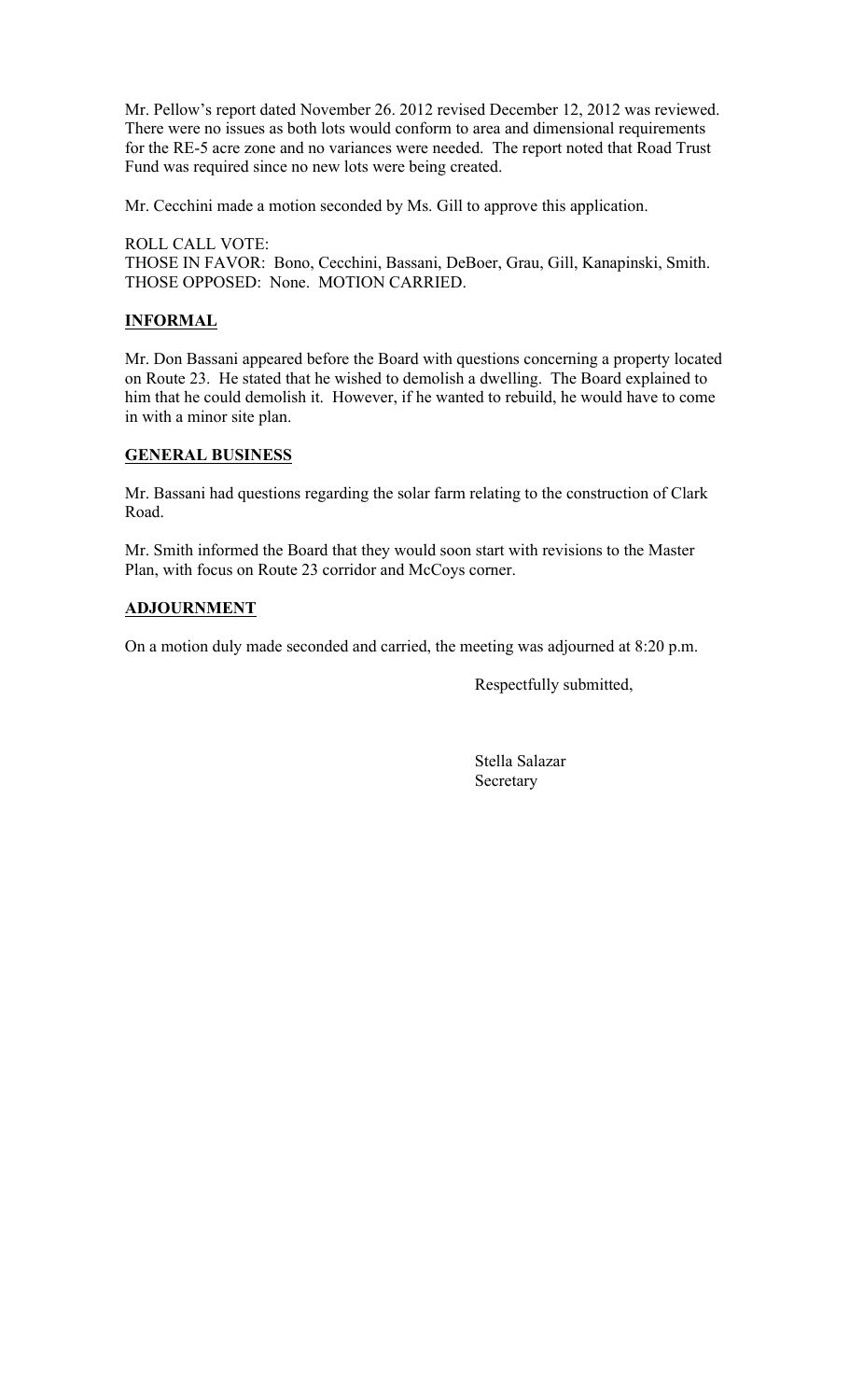Mr. Pellow's report dated November 26. 2012 revised December 12, 2012 was reviewed. There were no issues as both lots would conform to area and dimensional requirements for the RE-5 acre zone and no variances were needed. The report noted that Road Trust Fund was required since no new lots were being created.

Mr. Cecchini made a motion seconded by Ms. Gill to approve this application.

ROLL CALL VOTE:
THOSE IN FAVOR: Bono, Cecchini, Bassani, DeBoer, Grau, Gill, Kanapinski, Smith.
THOSE OPPOSED: None. MOTION CARRIED.

## INFORMAL

Mr. Don Bassani appeared before the Board with questions concerning a property located on Route 23. He stated that he wished to demolish a dwelling. The Board explained to him that he could demolish it. However, if he wanted to rebuild, he would have to come in with a minor site plan.

## GENERAL BUSINESS

Mr. Bassani had questions regarding the solar farm relating to the construction of Clark Road.

Mr. Smith informed the Board that they would soon start with revisions to the Master Plan, with focus on Route 23 corridor and McCoys corner.

## ADJOURNMENT

On a motion duly made seconded and carried, the meeting was adjourned at 8:20 p.m.

Respectfully submitted,

Stella Salazar
Secretary